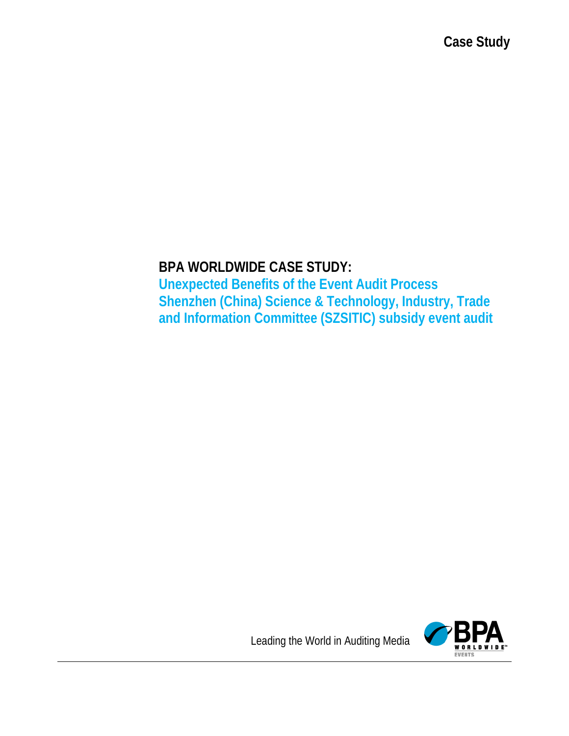Case Study

# BPA WORLDWIDE CASE STUDY:

## Unexpected Benefits of the Event Audit Process
## Shenzhen (China) Science & Technology, Industry, Trade and Information Committee (SZSITIC) subsidy event audit

Leading the World in Auditing Media

BPA WORLDWIDE EVENTS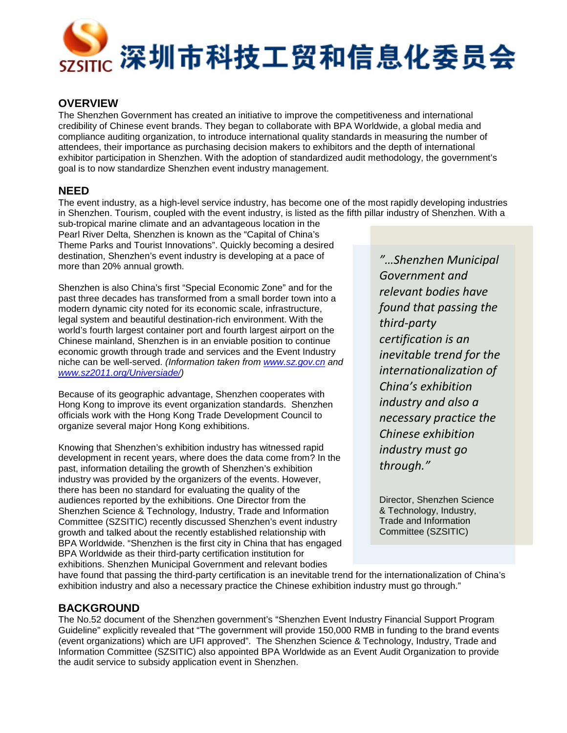SZSITIC 深圳市科技工贸和信息化委员会

## OVERVIEW

The Shenzhen Government has created an initiative to improve the competitiveness and international credibility of Chinese event brands. They began to collaborate with BPA Worldwide, a global media and compliance auditing organization, to introduce international quality standards in measuring the number of attendees, their importance as purchasing decision makers to exhibitors and the depth of international exhibitor participation in Shenzhen. With the adoption of standardized audit methodology, the government's goal is to now standardize Shenzhen event industry management.

## NEED

The event industry, as a high-level service industry, has become one of the most rapidly developing industries in Shenzhen. Tourism, coupled with the event industry, is listed as the fifth pillar industry of Shenzhen. With a sub-tropical marine climate and an advantageous location in the Pearl River Delta, Shenzhen is known as the "Capital of China's Theme Parks and Tourist Innovations". Quickly becoming a desired destination, Shenzhen's event industry is developing at a pace of more than 20% annual growth.

Shenzhen is also China's first "Special Economic Zone" and for the past three decades has transformed from a small border town into a modern dynamic city noted for its economic scale, infrastructure, legal system and beautiful destination-rich environment. With the world's fourth largest container port and fourth largest airport on the Chinese mainland, Shenzhen is in an enviable position to continue economic growth through trade and services and the Event Industry niche can be well-served. *(Information taken from www.sz.gov.cn and www.sz2011.org/Universiade/)*

Because of its geographic advantage, Shenzhen cooperates with Hong Kong to improve its event organization standards. Shenzhen officials work with the Hong Kong Trade Development Council to organize several major Hong Kong exhibitions.

Knowing that Shenzhen's exhibition industry has witnessed rapid development in recent years, where does the data come from? In the past, information detailing the growth of Shenzhen's exhibition industry was provided by the organizers of the events. However, there has been no standard for evaluating the quality of the audiences reported by the exhibitions. One Director from the Shenzhen Science & Technology, Industry, Trade and Information Committee (SZSITIC) recently discussed Shenzhen's event industry growth and talked about the recently established relationship with BPA Worldwide. "Shenzhen is the first city in China that has engaged BPA Worldwide as their third-party certification institution for exhibitions. Shenzhen Municipal Government and relevant bodies have found that passing the third-party certification is an inevitable trend for the internationalization of China's exhibition industry and also a necessary practice the Chinese exhibition industry must go through."

> *"…Shenzhen Municipal Government and relevant bodies have found that passing the third-party certification is an inevitable trend for the internationalization of China's exhibition industry and also a necessary practice the Chinese exhibition industry must go through."*
>
> Director, Shenzhen Science & Technology, Industry, Trade and Information Committee (SZSITIC)

## BACKGROUND

The No.52 document of the Shenzhen government's "Shenzhen Event Industry Financial Support Program Guideline" explicitly revealed that "The government will provide 150,000 RMB in funding to the brand events (event organizations) which are UFI approved". The Shenzhen Science & Technology, Industry, Trade and Information Committee (SZSITIC) also appointed BPA Worldwide as an Event Audit Organization to provide the audit service to subsidy application event in Shenzhen.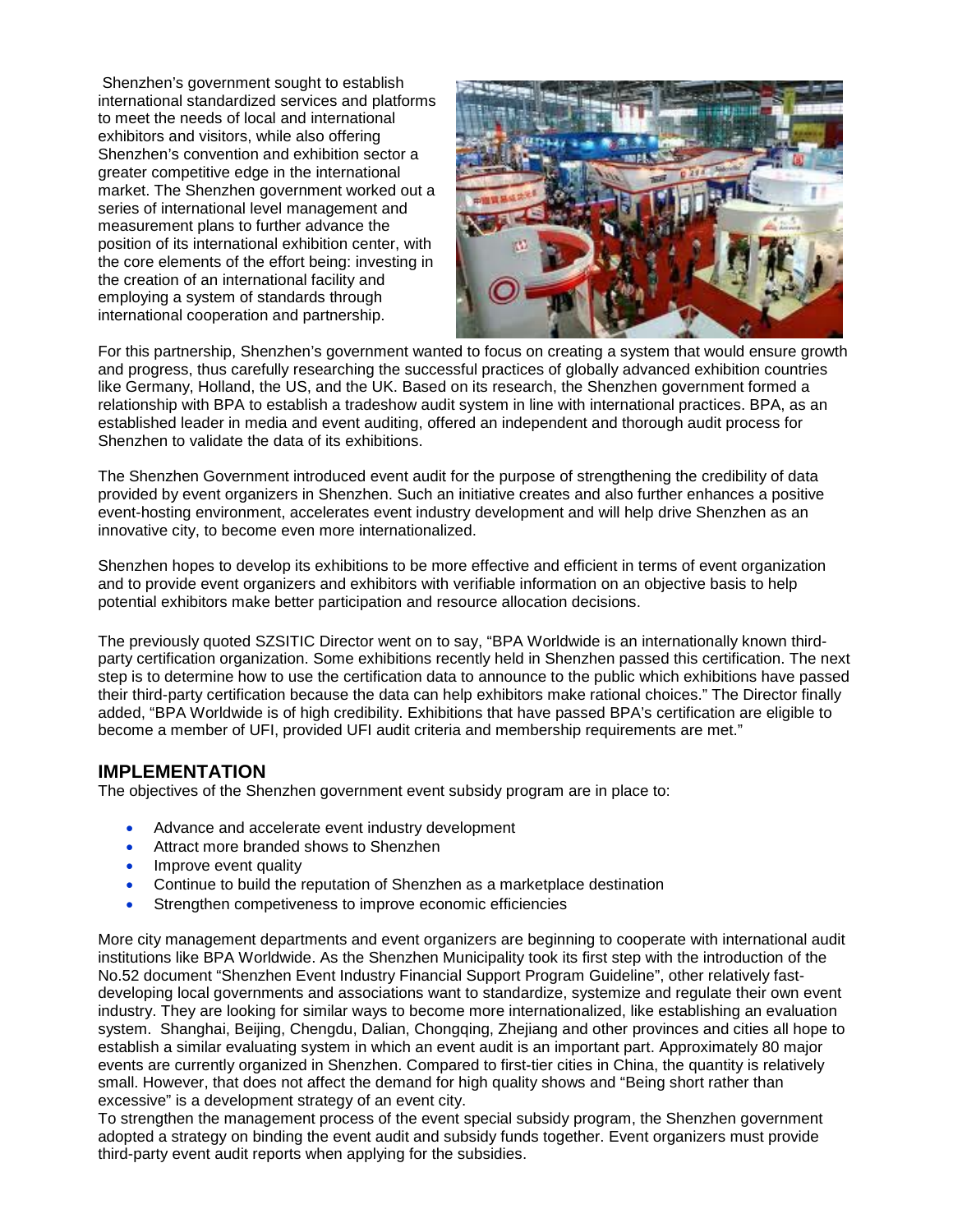Shenzhen's government sought to establish international standardized services and platforms to meet the needs of local and international exhibitors and visitors, while also offering Shenzhen's convention and exhibition sector a greater competitive edge in the international market. The Shenzhen government worked out a series of international level management and measurement plans to further advance the position of its international exhibition center, with the core elements of the effort being: investing in the creation of an international facility and employing a system of standards through international cooperation and partnership.

For this partnership, Shenzhen's government wanted to focus on creating a system that would ensure growth and progress, thus carefully researching the successful practices of globally advanced exhibition countries like Germany, Holland, the US, and the UK. Based on its research, the Shenzhen government formed a relationship with BPA to establish a tradeshow audit system in line with international practices. BPA, as an established leader in media and event auditing, offered an independent and thorough audit process for Shenzhen to validate the data of its exhibitions.

The Shenzhen Government introduced event audit for the purpose of strengthening the credibility of data provided by event organizers in Shenzhen. Such an initiative creates and also further enhances a positive event-hosting environment, accelerates event industry development and will help drive Shenzhen as an innovative city, to become even more internationalized.

Shenzhen hopes to develop its exhibitions to be more effective and efficient in terms of event organization and to provide event organizers and exhibitors with verifiable information on an objective basis to help potential exhibitors make better participation and resource allocation decisions.

The previously quoted SZSITIC Director went on to say, "BPA Worldwide is an internationally known third-party certification organization. Some exhibitions recently held in Shenzhen passed this certification. The next step is to determine how to use the certification data to announce to the public which exhibitions have passed their third-party certification because the data can help exhibitors make rational choices." The Director finally added, "BPA Worldwide is of high credibility. Exhibitions that have passed BPA's certification are eligible to become a member of UFI, provided UFI audit criteria and membership requirements are met."

## IMPLEMENTATION

The objectives of the Shenzhen government event subsidy program are in place to:

- Advance and accelerate event industry development
- Attract more branded shows to Shenzhen
- Improve event quality
- Continue to build the reputation of Shenzhen as a marketplace destination
- Strengthen competitiveness to improve economic efficiencies

More city management departments and event organizers are beginning to cooperate with international audit institutions like BPA Worldwide. As the Shenzhen Municipality took its first step with the introduction of the No.52 document "Shenzhen Event Industry Financial Support Program Guideline", other relatively fast-developing local governments and associations want to standardize, systemize and regulate their own event industry. They are looking for similar ways to become more internationalized, like establishing an evaluation system. Shanghai, Beijing, Chengdu, Dalian, Chongqing, Zhejiang and other provinces and cities all hope to establish a similar evaluating system in which an event audit is an important part. Approximately 80 major events are currently organized in Shenzhen. Compared to first-tier cities in China, the quantity is relatively small. However, that does not affect the demand for high quality shows and "Being short rather than excessive" is a development strategy of an event city.

To strengthen the management process of the event special subsidy program, the Shenzhen government adopted a strategy on binding the event audit and subsidy funds together. Event organizers must provide third-party event audit reports when applying for the subsidies.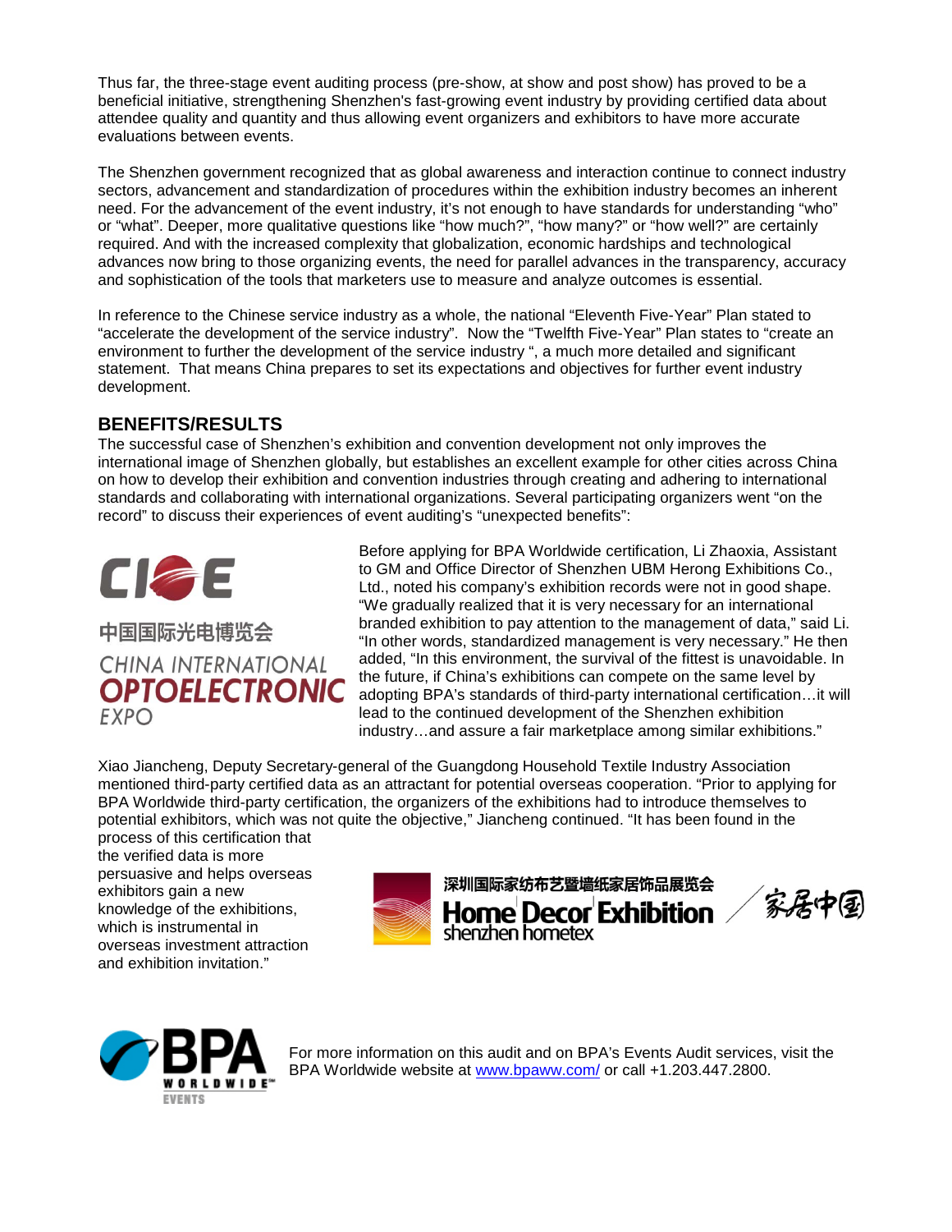Thus far, the three-stage event auditing process (pre-show, at show and post show) has proved to be a beneficial initiative, strengthening Shenzhen's fast-growing event industry by providing certified data about attendee quality and quantity and thus allowing event organizers and exhibitors to have more accurate evaluations between events.

The Shenzhen government recognized that as global awareness and interaction continue to connect industry sectors, advancement and standardization of procedures within the exhibition industry becomes an inherent need. For the advancement of the event industry, it's not enough to have standards for understanding "who" or "what". Deeper, more qualitative questions like "how much?", "how many?" or "how well?" are certainly required. And with the increased complexity that globalization, economic hardships and technological advances now bring to those organizing events, the need for parallel advances in the transparency, accuracy and sophistication of the tools that marketers use to measure and analyze outcomes is essential.

In reference to the Chinese service industry as a whole, the national "Eleventh Five-Year" Plan stated to "accelerate the development of the service industry". Now the "Twelfth Five-Year" Plan states to "create an environment to further the development of the service industry ", a much more detailed and significant statement. That means China prepares to set its expectations and objectives for further event industry development.

## BENEFITS/RESULTS

The successful case of Shenzhen's exhibition and convention development not only improves the international image of Shenzhen globally, but establishes an excellent example for other cities across China on how to develop their exhibition and convention industries through creating and adhering to international standards and collaborating with international organizations. Several participating organizers went "on the record" to discuss their experiences of event auditing's "unexpected benefits":

Before applying for BPA Worldwide certification, Li Zhaoxia, Assistant to GM and Office Director of Shenzhen UBM Herong Exhibitions Co., Ltd., noted his company's exhibition records were not in good shape. "We gradually realized that it is very necessary for an international branded exhibition to pay attention to the management of data," said Li. "In other words, standardized management is very necessary." He then added, "In this environment, the survival of the fittest is unavoidable. In the future, if China's exhibitions can compete on the same level by adopting BPA's standards of third-party international certification…it will lead to the continued development of the Shenzhen exhibition industry…and assure a fair marketplace among similar exhibitions."

Xiao Jiancheng, Deputy Secretary-general of the Guangdong Household Textile Industry Association mentioned third-party certified data as an attractant for potential overseas cooperation. "Prior to applying for BPA Worldwide third-party certification, the organizers of the exhibitions had to introduce themselves to potential exhibitors, which was not quite the objective," Jiancheng continued. "It has been found in the process of this certification that the verified data is more persuasive and helps overseas exhibitors gain a new knowledge of the exhibitions, which is instrumental in overseas investment attraction and exhibition invitation."

For more information on this audit and on BPA's Events Audit services, visit the BPA Worldwide website at [www.bpaww.com/](http://www.bpaww.com/) or call +1.203.447.2800.